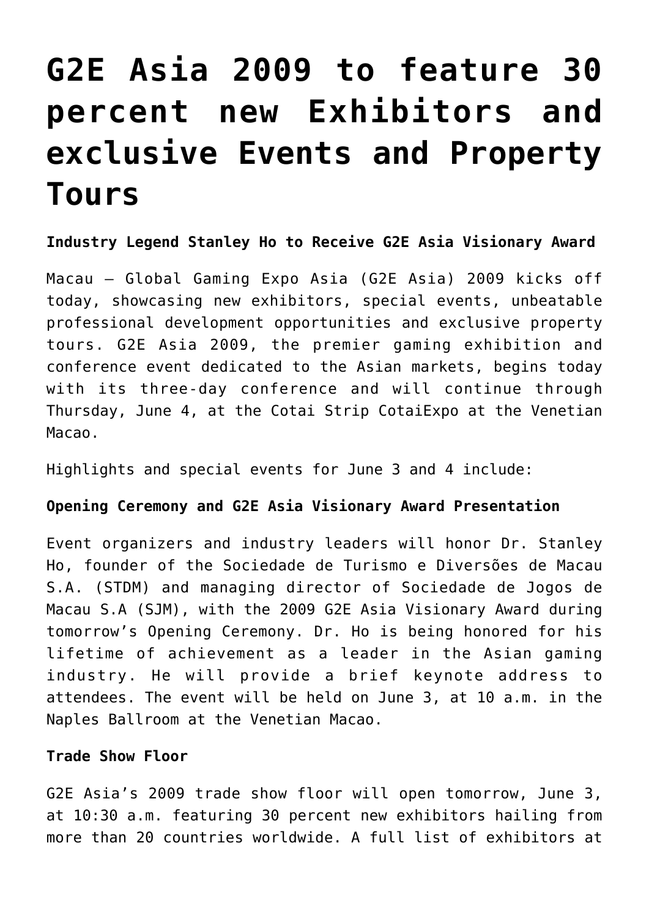# G2E Asia 2009 to feature 30 percent new Exhibitors and exclusive Events and Property Tours

**Industry Legend Stanley Ho to Receive G2E Asia Visionary Award**

Macau – Global Gaming Expo Asia (G2E Asia) 2009 kicks off today, showcasing new exhibitors, special events, unbeatable professional development opportunities and exclusive property tours. G2E Asia 2009, the premier gaming exhibition and conference event dedicated to the Asian markets, begins today with its three-day conference and will continue through Thursday, June 4, at the Cotai Strip CotaiExpo at the Venetian Macao.

Highlights and special events for June 3 and 4 include:

**Opening Ceremony and G2E Asia Visionary Award Presentation**

Event organizers and industry leaders will honor Dr. Stanley Ho, founder of the Sociedade de Turismo e Diversões de Macau S.A. (STDM) and managing director of Sociedade de Jogos de Macau S.A (SJM), with the 2009 G2E Asia Visionary Award during tomorrow's Opening Ceremony. Dr. Ho is being honored for his lifetime of achievement as a leader in the Asian gaming industry. He will provide a brief keynote address to attendees. The event will be held on June 3, at 10 a.m. in the Naples Ballroom at the Venetian Macao.

**Trade Show Floor**

G2E Asia's 2009 trade show floor will open tomorrow, June 3, at 10:30 a.m. featuring 30 percent new exhibitors hailing from more than 20 countries worldwide. A full list of exhibitors at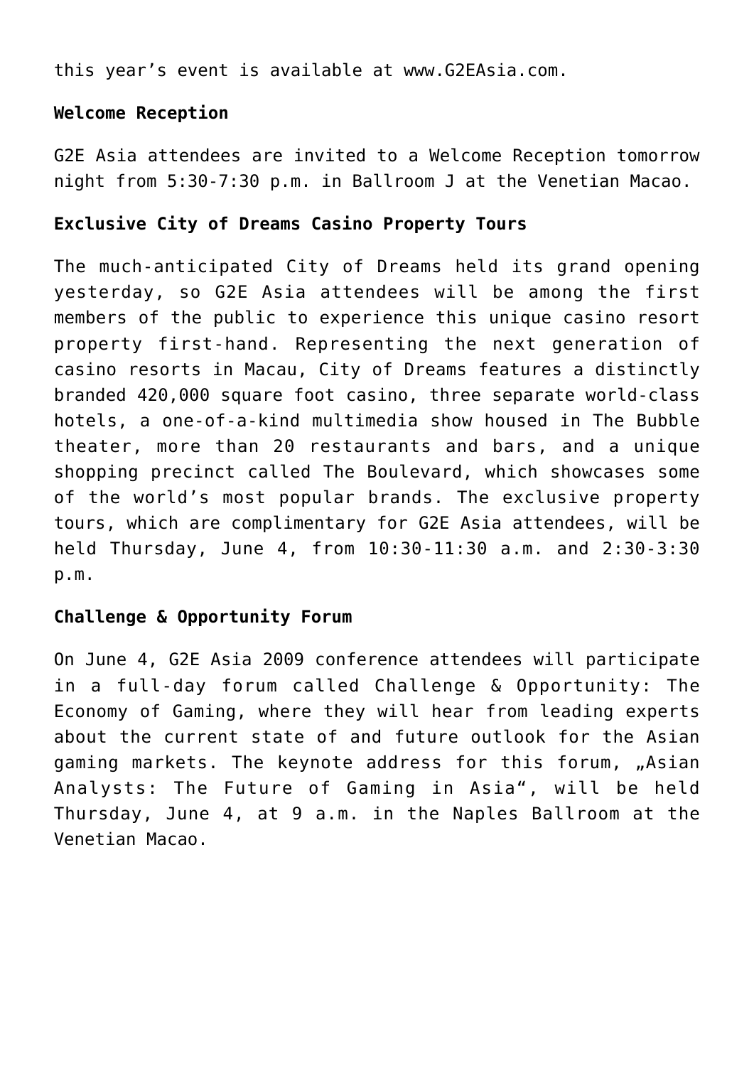this year's event is available at www.G2EAsia.com.

**Welcome Reception**

G2E Asia attendees are invited to a Welcome Reception tomorrow night from 5:30-7:30 p.m. in Ballroom J at the Venetian Macao.

**Exclusive City of Dreams Casino Property Tours**

The much-anticipated City of Dreams held its grand opening yesterday, so G2E Asia attendees will be among the first members of the public to experience this unique casino resort property first-hand. Representing the next generation of casino resorts in Macau, City of Dreams features a distinctly branded 420,000 square foot casino, three separate world-class hotels, a one-of-a-kind multimedia show housed in The Bubble theater, more than 20 restaurants and bars, and a unique shopping precinct called The Boulevard, which showcases some of the world's most popular brands. The exclusive property tours, which are complimentary for G2E Asia attendees, will be held Thursday, June 4, from 10:30-11:30 a.m. and 2:30-3:30 p.m.

**Challenge & Opportunity Forum**

On June 4, G2E Asia 2009 conference attendees will participate in a full-day forum called Challenge & Opportunity: The Economy of Gaming, where they will hear from leading experts about the current state of and future outlook for the Asian gaming markets. The keynote address for this forum, „Asian Analysts: The Future of Gaming in Asia", will be held Thursday, June 4, at 9 a.m. in the Naples Ballroom at the Venetian Macao.